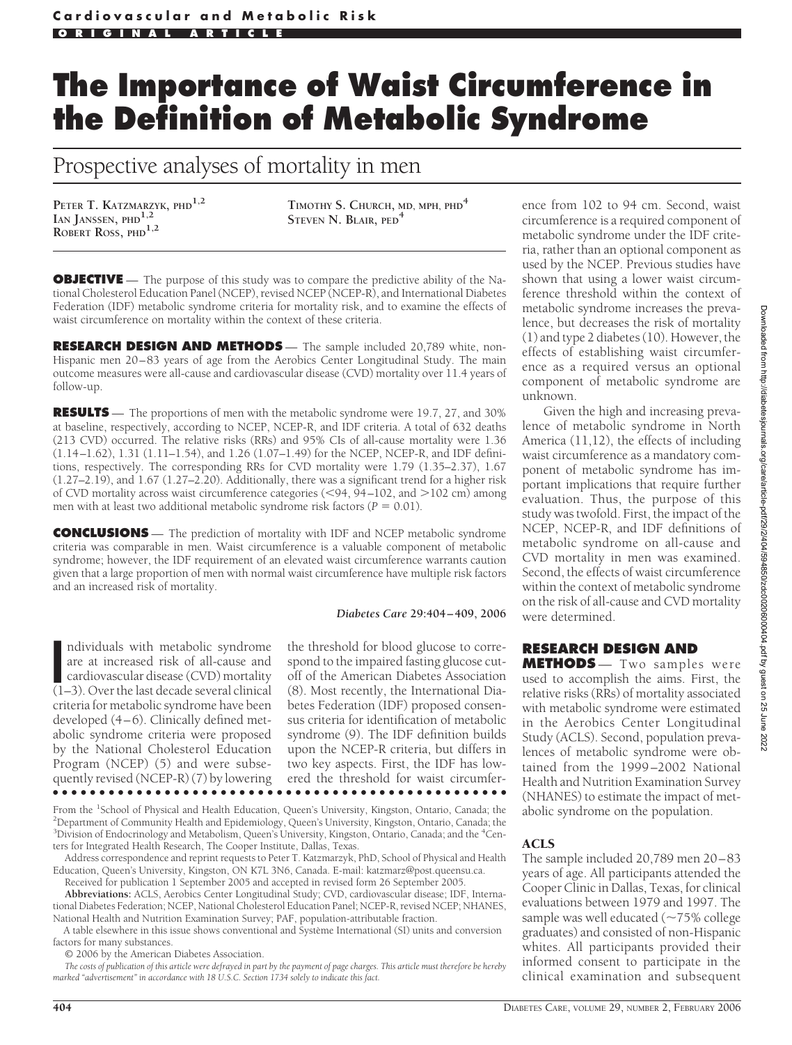Cardiovascular and Metabolic Risk

ORIGINAL ARTICLE

# The Importance of Waist Circumference in the Definition of Metabolic Syndrome

## Prospective analyses of mortality in men

PETER T. KATZMARZYK, PHD[1,2]
IAN JANSSEN, PHD[1,2]
ROBERT ROSS, PHD[1,2]
TIMOTHY S. CHURCH, MD, MPH, PHD[4]
STEVEN N. BLAIR, PED[4]

**OBJECTIVE** — The purpose of this study was to compare the predictive ability of the National Cholesterol Education Panel (NCEP), revised NCEP (NCEP-R), and International Diabetes Federation (IDF) metabolic syndrome criteria for mortality risk, and to examine the effects of waist circumference on mortality within the context of these criteria.

**RESEARCH DESIGN AND METHODS** — The sample included 20,789 white, non-Hispanic men 20–83 years of age from the Aerobics Center Longitudinal Study. The main outcome measures were all-cause and cardiovascular disease (CVD) mortality over 11.4 years of follow-up.

**RESULTS** — The proportions of men with the metabolic syndrome were 19.7, 27, and 30% at baseline, respectively, according to NCEP, NCEP-R, and IDF criteria. A total of 632 deaths (213 CVD) occurred. The relative risks (RRs) and 95% CIs of all-cause mortality were 1.36 (1.14–1.62), 1.31 (1.11–1.54), and 1.26 (1.07–1.49) for the NCEP, NCEP-R, and IDF definitions, respectively. The corresponding RRs for CVD mortality were 1.79 (1.35–2.37), 1.67 (1.27–2.19), and 1.67 (1.27–2.20). Additionally, there was a significant trend for a higher risk of CVD mortality across waist circumference categories (<94, 94–102, and >102 cm) among men with at least two additional metabolic syndrome risk factors ($P = 0.01$).

**CONCLUSIONS** — The prediction of mortality with IDF and NCEP metabolic syndrome criteria was comparable in men. Waist circumference is a valuable component of metabolic syndrome; however, the IDF requirement of an elevated waist circumference warrants caution given that a large proportion of men with normal waist circumference have multiple risk factors and an increased risk of mortality.

*Diabetes Care* 29:404–409, 2006

Individuals with metabolic syndrome are at increased risk of all-cause and cardiovascular disease (CVD) mortality (1–3). Over the last decade several clinical criteria for metabolic syndrome have been developed (4–6). Clinically defined metabolic syndrome criteria were proposed by the National Cholesterol Education Program (NCEP) (5) and were subsequently revised (NCEP-R) (7) by lowering the threshold for blood glucose to correspond to the impaired fasting glucose cutoff of the American Diabetes Association (8). Most recently, the International Diabetes Federation (IDF) proposed consensus criteria for identification of metabolic syndrome (9). The IDF definition builds upon the NCEP-R criteria, but differs in two key aspects. First, the IDF has lowered the threshold for waist circumference from 102 to 94 cm. Second, waist circumference is a required component of metabolic syndrome under the IDF criteria, rather than an optional component as used by the NCEP. Previous studies have shown that using a lower waist circumference threshold within the context of metabolic syndrome increases the prevalence, but decreases the risk of mortality (1) and type 2 diabetes (10). However, the effects of establishing waist circumference as a required versus an optional component of metabolic syndrome are unknown.

Given the high and increasing prevalence of metabolic syndrome in North America (11,12), the effects of including waist circumference as a mandatory component of metabolic syndrome has important implications that require further evaluation. Thus, the purpose of this study was twofold. First, the impact of the NCEP, NCEP-R, and IDF definitions of metabolic syndrome on all-cause and CVD mortality in men was examined. Second, the effects of waist circumference within the context of metabolic syndrome on the risk of all-cause and CVD mortality were determined.

## RESEARCH DESIGN AND METHODS

Two samples were used to accomplish the aims. First, the relative risks (RRs) of mortality associated with metabolic syndrome were estimated in the Aerobics Center Longitudinal Study (ACLS). Second, population prevalences of metabolic syndrome were obtained from the 1999–2002 National Health and Nutrition Examination Survey (NHANES) to estimate the impact of metabolic syndrome on the population.

### ACLS

The sample included 20,789 men 20–83 years of age. All participants attended the Cooper Clinic in Dallas, Texas, for clinical evaluations between 1979 and 1997. The sample was well educated (~75% college graduates) and consisted of non-Hispanic whites. All participants provided their informed consent to participate in the clinical examination and subsequent

From the [1]School of Physical and Health Education, Queen's University, Kingston, Ontario, Canada; the [2]Department of Community Health and Epidemiology, Queen's University, Kingston, Ontario, Canada; the [3]Division of Endocrinology and Metabolism, Queen's University, Kingston, Ontario, Canada; and the [4]Centers for Integrated Health Research, The Cooper Institute, Dallas, Texas.

Address correspondence and reprint requests to Peter T. Katzmarzyk, PhD, School of Physical and Health Education, Queen's University, Kingston, ON K7L 3N6, Canada. E-mail: katzmarz@post.queensu.ca.

Received for publication 1 September 2005 and accepted in revised form 26 September 2005.

**Abbreviations:** ACLS, Aerobics Center Longitudinal Study; CVD, cardiovascular disease; IDF, International Diabetes Federation; NCEP, National Cholesterol Education Panel; NCEP-R, revised NCEP; NHANES, National Health and Nutrition Examination Survey; PAF, population-attributable fraction.

A table elsewhere in this issue shows conventional and Système International (SI) units and conversion factors for many substances.

© 2006 by the American Diabetes Association.

*The costs of publication of this article were defrayed in part by the payment of page charges. This article must therefore be hereby marked "advertisement" in accordance with 18 U.S.C. Section 1734 solely to indicate this fact.*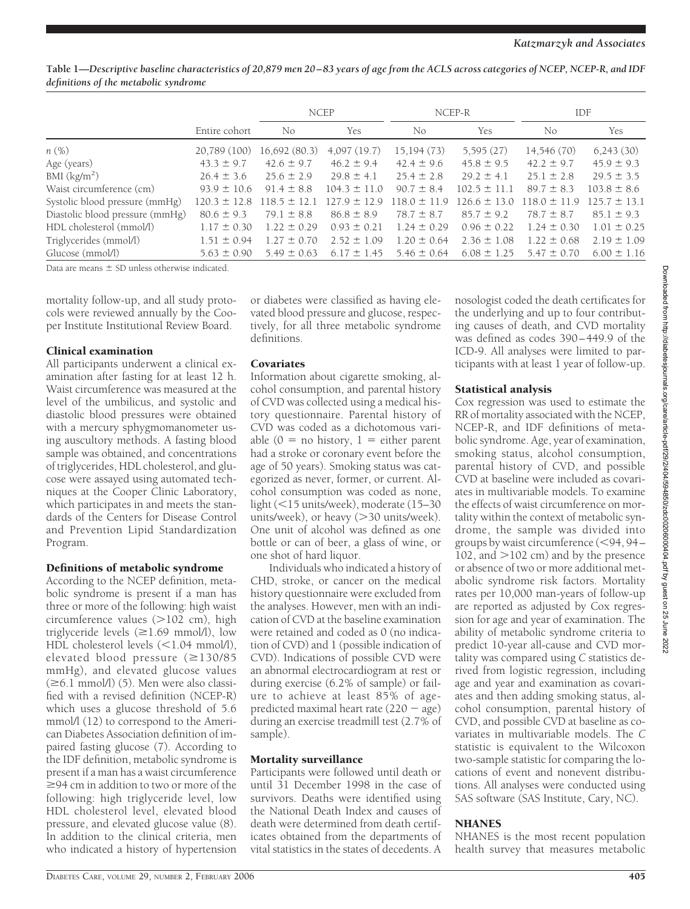**Table 1—Descriptive baseline characteristics of 20,879 men 20–83 years of age from the ACLS across categories of NCEP, NCEP-R, and IDF definitions of the metabolic syndrome**

| | Entire cohort | NCEP | | NCEP-R | | IDF | |
|---|---|---|---|---|---|---|---|
| | | No | Yes | No | Yes | No | Yes |
| n (%) | 20,789 (100) | 16,692 (80.3) | 4,097 (19.7) | 15,194 (73) | 5,595 (27) | 14,546 (70) | 6,243 (30) |
| Age (years) | 43.3 ± 9.7 | 42.6 ± 9.7 | 46.2 ± 9.4 | 42.4 ± 9.6 | 45.8 ± 9.5 | 42.2 ± 9.7 | 45.9 ± 9.3 |
| BMI (kg/m$^2$) | 26.4 ± 3.6 | 25.6 ± 2.9 | 29.8 ± 4.1 | 25.4 ± 2.8 | 29.2 ± 4.1 | 25.1 ± 2.8 | 29.5 ± 3.5 |
| Waist circumference (cm) | 93.9 ± 10.6 | 91.4 ± 8.8 | 104.3 ± 11.0 | 90.7 ± 8.4 | 102.5 ± 11.1 | 89.7 ± 8.3 | 103.8 ± 8.6 |
| Systolic blood pressure (mmHg) | 120.3 ± 12.8 | 118.5 ± 12.1 | 127.9 ± 12.9 | 118.0 ± 11.9 | 126.6 ± 13.0 | 118.0 ± 11.9 | 125.7 ± 13.1 |
| Diastolic blood pressure (mmHg) | 80.6 ± 9.3 | 79.1 ± 8.8 | 86.8 ± 8.9 | 78.7 ± 8.7 | 85.7 ± 9.2 | 78.7 ± 8.7 | 85.1 ± 9.3 |
| HDL cholesterol (mmol/l) | 1.17 ± 0.30 | 1.22 ± 0.29 | 0.93 ± 0.21 | 1.24 ± 0.29 | 0.96 ± 0.22 | 1.24 ± 0.30 | 1.01 ± 0.25 |
| Triglycerides (mmol/l) | 1.51 ± 0.94 | 1.27 ± 0.70 | 2.52 ± 1.09 | 1.20 ± 0.64 | 2.36 ± 1.08 | 1.22 ± 0.68 | 2.19 ± 1.09 |
| Glucose (mmol/l) | 5.63 ± 0.90 | 5.49 ± 0.63 | 6.17 ± 1.45 | 5.46 ± 0.64 | 6.08 ± 1.25 | 5.47 ± 0.70 | 6.00 ± 1.16 |

Data are means ± SD unless otherwise indicated.

mortality follow-up, and all study protocols were reviewed annually by the Cooper Institute Institutional Review Board.

### Clinical examination

All participants underwent a clinical examination after fasting for at least 12 h. Waist circumference was measured at the level of the umbilicus, and systolic and diastolic blood pressures were obtained with a mercury sphygmomanometer using auscultory methods. A fasting blood sample was obtained, and concentrations of triglycerides, HDL cholesterol, and glucose were assayed using automated techniques at the Cooper Clinic Laboratory, which participates in and meets the standards of the Centers for Disease Control and Prevention Lipid Standardization Program.

### Definitions of metabolic syndrome

According to the NCEP definition, metabolic syndrome is present if a man has three or more of the following: high waist circumference values (>102 cm), high triglyceride levels (≥1.69 mmol/l), low HDL cholesterol levels (<1.04 mmol/l), elevated blood pressure (≥130/85 mmHg), and elevated glucose values (≥6.1 mmol/l) (5). Men were also classified with a revised definition (NCEP-R) which uses a glucose threshold of 5.6 mmol/l (12) to correspond to the American Diabetes Association definition of impaired fasting glucose (7). According to the IDF definition, metabolic syndrome is present if a man has a waist circumference ≥94 cm in addition to two or more of the following: high triglyceride level, low HDL cholesterol level, elevated blood pressure, and elevated glucose value (8). In addition to the clinical criteria, men who indicated a history of hypertension or diabetes were classified as having elevated blood pressure and glucose, respectively, for all three metabolic syndrome definitions.

### Covariates

Information about cigarette smoking, alcohol consumption, and parental history of CVD was collected using a medical history questionnaire. Parental history of CVD was coded as a dichotomous variable (0 = no history, 1 = either parent had a stroke or coronary event before the age of 50 years). Smoking status was categorized as never, former, or current. Alcohol consumption was coded as none, light (<15 units/week), moderate (15–30 units/week), or heavy (>30 units/week). One unit of alcohol was defined as one bottle or can of beer, a glass of wine, or one shot of hard liquor.

Individuals who indicated a history of CHD, stroke, or cancer on the medical history questionnaire were excluded from the analyses. However, men with an indication of CVD at the baseline examination were retained and coded as 0 (no indication of CVD) and 1 (possible indication of CVD). Indications of possible CVD were an abnormal electrocardiogram at rest or during exercise (6.2% of sample) or failure to achieve at least 85% of age-predicted maximal heart rate (220 − age) during an exercise treadmill test (2.7% of sample).

### Mortality surveillance

Participants were followed until death or until 31 December 1998 in the case of survivors. Deaths were identified using the National Death Index and causes of death were determined from death certificates obtained from the departments of vital statistics in the states of decedents. A nosologist coded the death certificates for the underlying and up to four contributing causes of death, and CVD mortality was defined as codes 390–449.9 of the ICD-9. All analyses were limited to participants with at least 1 year of follow-up.

### Statistical analysis

Cox regression was used to estimate the RR of mortality associated with the NCEP, NCEP-R, and IDF definitions of metabolic syndrome. Age, year of examination, smoking status, alcohol consumption, parental history of CVD, and possible CVD at baseline were included as covariates in multivariable models. To examine the effects of waist circumference on mortality within the context of metabolic syndrome, the sample was divided into groups by waist circumference (<94, 94–102, and >102 cm) and by the presence or absence of two or more additional metabolic syndrome risk factors. Mortality rates per 10,000 man-years of follow-up are reported as adjusted by Cox regression for age and year of examination. The ability of metabolic syndrome criteria to predict 10-year all-cause and CVD mortality was compared using *C* statistics derived from logistic regression, including age and year and examination as covariates and then adding smoking status, alcohol consumption, parental history of CVD, and possible CVD at baseline as covariates in multivariable models. The *C* statistic is equivalent to the Wilcoxon two-sample statistic for comparing the locations of event and nonevent distributions. All analyses were conducted using SAS software (SAS Institute, Cary, NC).

### NHANES

NHANES is the most recent population health survey that measures metabolic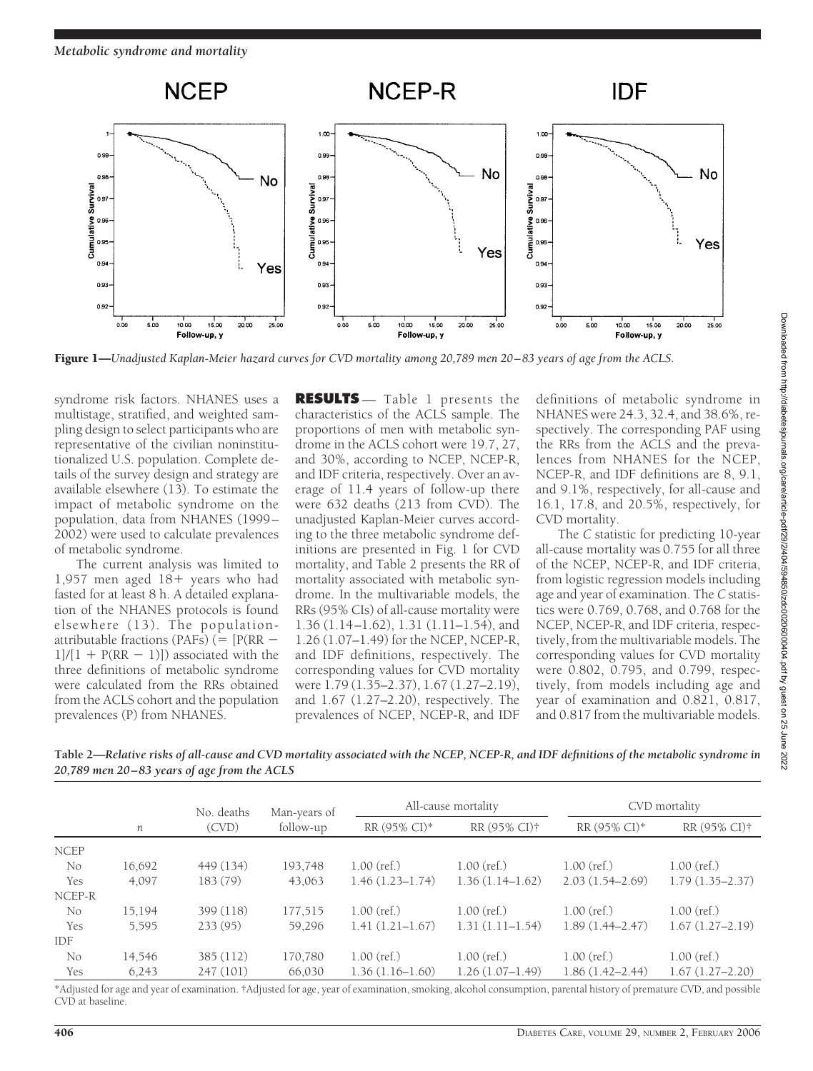**Figure 1**—*Unadjusted Kaplan-Meier hazard curves for CVD mortality among 20,789 men 20–83 years of age from the ACLS.*

syndrome risk factors. NHANES uses a multistage, stratified, and weighted sampling design to select participants who are representative of the civilian noninstitutionalized U.S. population. Complete details of the survey design and strategy are available elsewhere (13). To estimate the impact of metabolic syndrome on the population, data from NHANES (1999–2002) were used to calculate prevalences of metabolic syndrome.

The current analysis was limited to 1,957 men aged 18+ years who had fasted for at least 8 h. A detailed explanation of the NHANES protocols is found elsewhere (13). The population-attributable fractions (PAFs) (= [P(RR − 1)]/[1 + P(RR − 1)]) associated with the three definitions of metabolic syndrome were calculated from the RRs obtained from the ACLS cohort and the population prevalences (P) from NHANES.

**RESULTS** — Table 1 presents the characteristics of the ACLS sample. The proportions of men with metabolic syndrome in the ACLS cohort were 19.7, 27, and 30%, according to NCEP, NCEP-R, and IDF criteria, respectively. Over an average of 11.4 years of follow-up there were 632 deaths (213 from CVD). The unadjusted Kaplan-Meier curves according to the three metabolic syndrome definitions are presented in Fig. 1 for CVD mortality, and Table 2 presents the RR of mortality associated with metabolic syndrome. In the multivariable models, the RRs (95% CIs) of all-cause mortality were 1.36 (1.14–1.62), 1.31 (1.11–1.54), and 1.26 (1.07–1.49) for the NCEP, NCEP-R, and IDF definitions, respectively. The corresponding values for CVD mortality were 1.79 (1.35–2.37), 1.67 (1.27–2.19), and 1.67 (1.27–2.20), respectively. The prevalences of NCEP, NCEP-R, and IDF definitions of metabolic syndrome in NHANES were 24.3, 32.4, and 38.6%, respectively. The corresponding PAF using the RRs from the ACLS and the prevalences from NHANES for the NCEP, NCEP-R, and IDF definitions are 8, 9.1, and 9.1%, respectively, for all-cause and 16.1, 17.8, and 20.5%, respectively, for CVD mortality.

The *C* statistic for predicting 10-year all-cause mortality was 0.755 for all three of the NCEP, NCEP-R, and IDF criteria, from logistic regression models including age and year of examination. The *C* statistics were 0.769, 0.768, and 0.768 for the NCEP, NCEP-R, and IDF criteria, respectively, from the multivariable models. The corresponding values for CVD mortality were 0.802, 0.795, and 0.799, respectively, from models including age and year of examination and 0.821, 0.817, and 0.817 from the multivariable models.

**Table 2**—*Relative risks of all-cause and CVD mortality associated with the NCEP, NCEP-R, and IDF definitions of the metabolic syndrome in 20,789 men 20–83 years of age from the ACLS*

| | *n* | No. deaths (CVD) | Man-years of follow-up | All-cause mortality | | CVD mortality | |
|---|---|---|---|---|---|---|---|
| | | | | RR (95% CI)* | RR (95% CI)† | RR (95% CI)* | RR (95% CI)† |
| NCEP | | | | | | | |
| No | 16,692 | 449 (134) | 193,748 | 1.00 (ref.) | 1.00 (ref.) | 1.00 (ref.) | 1.00 (ref.) |
| Yes | 4,097 | 183 (79) | 43,063 | 1.46 (1.23–1.74) | 1.36 (1.14–1.62) | 2.03 (1.54–2.69) | 1.79 (1.35–2.37) |
| NCEP-R | | | | | | | |
| No | 15,194 | 399 (118) | 177,515 | 1.00 (ref.) | 1.00 (ref.) | 1.00 (ref.) | 1.00 (ref.) |
| Yes | 5,595 | 233 (95) | 59,296 | 1.41 (1.21–1.67) | 1.31 (1.11–1.54) | 1.89 (1.44–2.47) | 1.67 (1.27–2.19) |
| IDF | | | | | | | |
| No | 14,546 | 385 (112) | 170,780 | 1.00 (ref.) | 1.00 (ref.) | 1.00 (ref.) | 1.00 (ref.) |
| Yes | 6,243 | 247 (101) | 66,030 | 1.36 (1.16–1.60) | 1.26 (1.07–1.49) | 1.86 (1.42–2.44) | 1.67 (1.27–2.20) |

*Adjusted for age and year of examination. †Adjusted for age, year of examination, smoking, alcohol consumption, parental history of premature CVD, and possible CVD at baseline.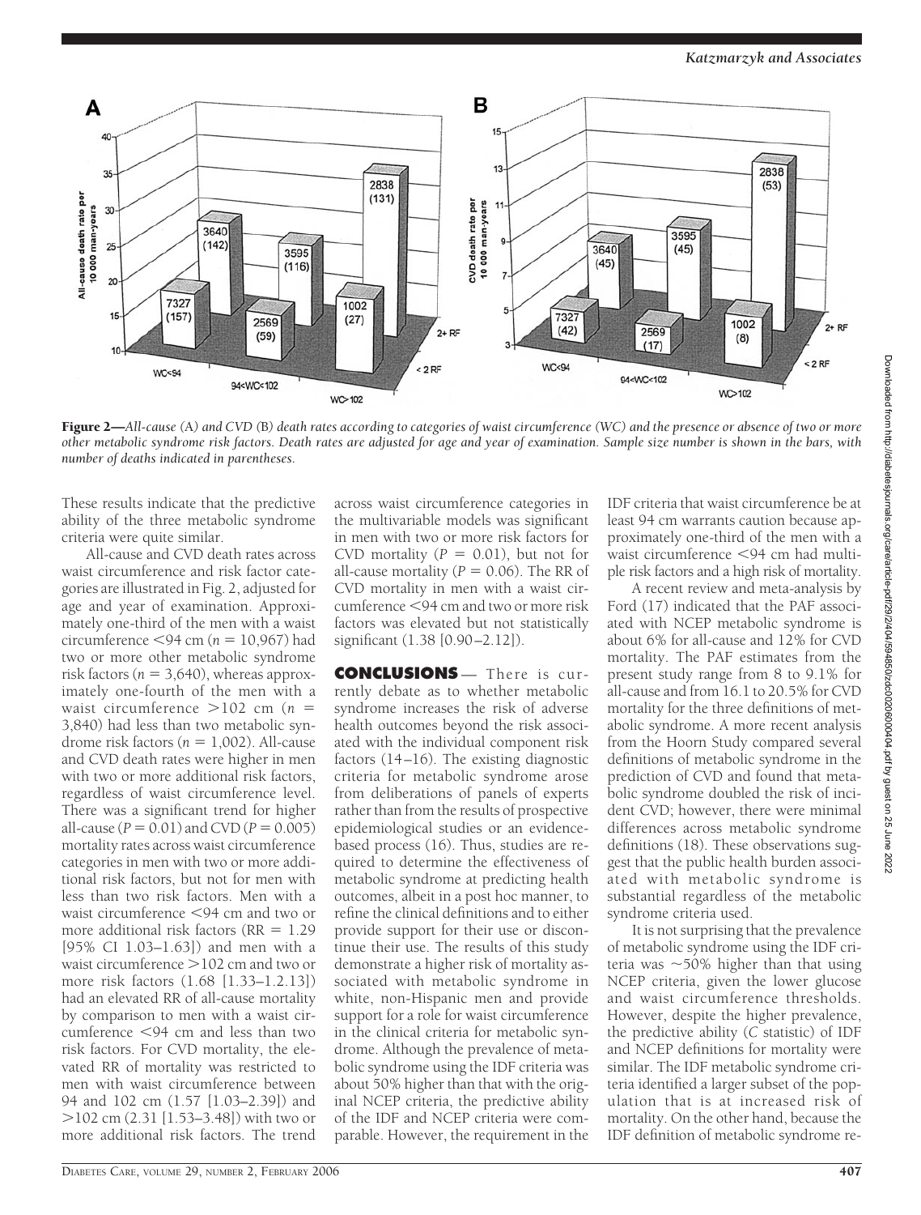**Figure 2**—*All-cause (*A*) and CVD (*B*) death rates according to categories of waist circumference (WC) and the presence or absence of two or more other metabolic syndrome risk factors. Death rates are adjusted for age and year of examination. Sample size number is shown in the bars, with number of deaths indicated in parentheses.*

These results indicate that the predictive ability of the three metabolic syndrome criteria were quite similar.

All-cause and CVD death rates across waist circumference and risk factor categories are illustrated in Fig. 2, adjusted for age and year of examination. Approximately one-third of the men with a waist circumference <94 cm ($n$ = 10,967) had two or more other metabolic syndrome risk factors ($n$ = 3,640), whereas approximately one-fourth of the men with a waist circumference >102 cm ($n$ = 3,840) had less than two metabolic syndrome risk factors ($n$ = 1,002). All-cause and CVD death rates were higher in men with two or more additional risk factors, regardless of waist circumference level. There was a significant trend for higher all-cause ($P$ = 0.01) and CVD ($P$ = 0.005) mortality rates across waist circumference categories in men with two or more additional risk factors, but not for men with less than two risk factors. Men with a waist circumference <94 cm and two or more additional risk factors (RR = 1.29 [95% CI 1.03–1.63]) and men with a waist circumference >102 cm and two or more risk factors (1.68 [1.33–1.2.13]) had an elevated RR of all-cause mortality by comparison to men with a waist circumference <94 cm and less than two risk factors. For CVD mortality, the elevated RR of mortality was restricted to men with waist circumference between 94 and 102 cm (1.57 [1.03–2.39]) and >102 cm (2.31 [1.53–3.48]) with two or more additional risk factors. The trend across waist circumference categories in the multivariable models was significant in men with two or more risk factors for CVD mortality ($P$ = 0.01), but not for all-cause mortality ($P$ = 0.06). The RR of CVD mortality in men with a waist circumference <94 cm and two or more risk factors was elevated but not statistically significant (1.38 [0.90–2.12]).

## CONCLUSIONS

There is currently debate as to whether metabolic syndrome increases the risk of adverse health outcomes beyond the risk associated with the individual component risk factors (14–16). The existing diagnostic criteria for metabolic syndrome arose from deliberations of panels of experts rather than from the results of prospective epidemiological studies or an evidence-based process (16). Thus, studies are required to determine the effectiveness of metabolic syndrome at predicting health outcomes, albeit in a post hoc manner, to refine the clinical definitions and to either provide support for their use or discontinue their use. The results of this study demonstrate a higher risk of mortality associated with metabolic syndrome in white, non-Hispanic men and provide support for a role for waist circumference in the clinical criteria for metabolic syndrome. Although the prevalence of metabolic syndrome using the IDF criteria was about 50% higher than that with the original NCEP criteria, the predictive ability of the IDF and NCEP criteria were comparable. However, the requirement in the IDF criteria that waist circumference be at least 94 cm warrants caution because approximately one-third of the men with a waist circumference <94 cm had multiple risk factors and a high risk of mortality.

A recent review and meta-analysis by Ford (17) indicated that the PAF associated with NCEP metabolic syndrome is about 6% for all-cause and 12% for CVD mortality. The PAF estimates from the present study range from 8 to 9.1% for all-cause and from 16.1 to 20.5% for CVD mortality for the three definitions of metabolic syndrome. A more recent analysis from the Hoorn Study compared several definitions of metabolic syndrome in the prediction of CVD and found that metabolic syndrome doubled the risk of incident CVD; however, there were minimal differences across metabolic syndrome definitions (18). These observations suggest that the public health burden associated with metabolic syndrome is substantial regardless of the metabolic syndrome criteria used.

It is not surprising that the prevalence of metabolic syndrome using the IDF criteria was ~50% higher than that using NCEP criteria, given the lower glucose and waist circumference thresholds. However, despite the higher prevalence, the predictive ability ($C$ statistic) of IDF and NCEP definitions for mortality were similar. The IDF metabolic syndrome criteria identified a larger subset of the population that is at increased risk of mortality. On the other hand, because the IDF definition of metabolic syndrome re-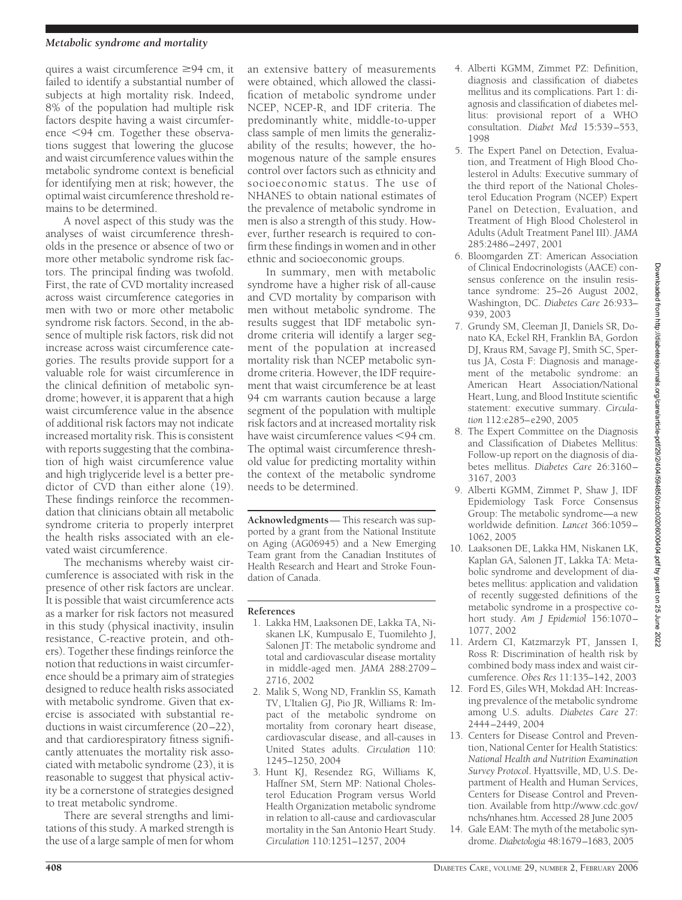quires a waist circumference ≥94 cm, it failed to identify a substantial number of subjects at high mortality risk. Indeed, 8% of the population had multiple risk factors despite having a waist circumference <94 cm. Together these observations suggest that lowering the glucose and waist circumference values within the metabolic syndrome context is beneficial for identifying men at risk; however, the optimal waist circumference threshold remains to be determined.

A novel aspect of this study was the analyses of waist circumference thresholds in the presence or absence of two or more other metabolic syndrome risk factors. The principal finding was twofold. First, the rate of CVD mortality increased across waist circumference categories in men with two or more other metabolic syndrome risk factors. Second, in the absence of multiple risk factors, risk did not increase across waist circumference categories. The results provide support for a valuable role for waist circumference in the clinical definition of metabolic syndrome; however, it is apparent that a high waist circumference value in the absence of additional risk factors may not indicate increased mortality risk. This is consistent with reports suggesting that the combination of high waist circumference value and high triglyceride level is a better predictor of CVD than either alone (19). These findings reinforce the recommendation that clinicians obtain all metabolic syndrome criteria to properly interpret the health risks associated with an elevated waist circumference.

The mechanisms whereby waist circumference is associated with risk in the presence of other risk factors are unclear. It is possible that waist circumference acts as a marker for risk factors not measured in this study (physical inactivity, insulin resistance, C-reactive protein, and others). Together these findings reinforce the notion that reductions in waist circumference should be a primary aim of strategies designed to reduce health risks associated with metabolic syndrome. Given that exercise is associated with substantial reductions in waist circumference (20–22), and that cardiorespiratory fitness significantly attenuates the mortality risk associated with metabolic syndrome (23), it is reasonable to suggest that physical activity be a cornerstone of strategies designed to treat metabolic syndrome.

There are several strengths and limitations of this study. A marked strength is the use of a large sample of men for whom an extensive battery of measurements were obtained, which allowed the classification of metabolic syndrome under NCEP, NCEP-R, and IDF criteria. The predominantly white, middle-to-upper class sample of men limits the generalizability of the results; however, the homogenous nature of the sample ensures control over factors such as ethnicity and socioeconomic status. The use of NHANES to obtain national estimates of the prevalence of metabolic syndrome in men is also a strength of this study. However, further research is required to confirm these findings in women and in other ethnic and socioeconomic groups.

In summary, men with metabolic syndrome have a higher risk of all-cause and CVD mortality by comparison with men without metabolic syndrome. The results suggest that IDF metabolic syndrome criteria will identify a larger segment of the population at increased mortality risk than NCEP metabolic syndrome criteria. However, the IDF requirement that waist circumference be at least 94 cm warrants caution because a large segment of the population with multiple risk factors and at increased mortality risk have waist circumference values <94 cm. The optimal waist circumference threshold value for predicting mortality within the context of the metabolic syndrome needs to be determined.

**Acknowledgments**— This research was supported by a grant from the National Institute on Aging (AG06945) and a New Emerging Team grant from the Canadian Institutes of Health Research and Heart and Stroke Foundation of Canada.

## References

1. Lakka HM, Laaksonen DE, Lakka TA, Niskanen LK, Kumpusalo E, Tuomilehto J, Salonen JT: The metabolic syndrome and total and cardiovascular disease mortality in middle-aged men. *JAMA* 288:2709–2716, 2002
2. Malik S, Wong ND, Franklin SS, Kamath TV, L'Italien GJ, Pio JR, Williams R: Impact of the metabolic syndrome on mortality from coronary heart disease, cardiovascular disease, and all-causes in United States adults. *Circulation* 110:1245–1250, 2004
3. Hunt KJ, Resendez RG, Williams K, Haffner SM, Stern MP: National Cholesterol Education Program versus World Health Organization metabolic syndrome in relation to all-cause and cardiovascular mortality in the San Antonio Heart Study. *Circulation* 110:1251–1257, 2004
4. Alberti KGMM, Zimmet PZ: Definition, diagnosis and classification of diabetes mellitus and its complications. Part 1: diagnosis and classification of diabetes mellitus: provisional report of a WHO consultation. *Diabet Med* 15:539–553, 1998
5. The Expert Panel on Detection, Evaluation, and Treatment of High Blood Cholesterol in Adults: Executive summary of the third report of the National Cholesterol Education Program (NCEP) Expert Panel on Detection, Evaluation, and Treatment of High Blood Cholesterol in Adults (Adult Treatment Panel III). *JAMA* 285:2486–2497, 2001
6. Bloomgarden ZT: American Association of Clinical Endocrinologists (AACE) consensus conference on the insulin resistance syndrome: 25–26 August 2002, Washington, DC. *Diabetes Care* 26:933–939, 2003
7. Grundy SM, Cleeman JI, Daniels SR, Donato KA, Eckel RH, Franklin BA, Gordon DJ, Kraus RM, Savage PJ, Smith SC, Spertus JA, Costa F: Diagnosis and management of the metabolic syndrome: an American Heart Association/National Heart, Lung, and Blood Institute scientific statement: executive summary. *Circulation* 112:e285–e290, 2005
8. The Expert Committee on the Diagnosis and Classification of Diabetes Mellitus: Follow-up report on the diagnosis of diabetes mellitus. *Diabetes Care* 26:3160–3167, 2003
9. Alberti KGMM, Zimmet P, Shaw J, IDF Epidemiology Task Force Consensus Group: The metabolic syndrome—a new worldwide definition. *Lancet* 366:1059–1062, 2005
10. Laaksonen DE, Lakka HM, Niskanen LK, Kaplan GA, Salonen JT, Lakka TA: Metabolic syndrome and development of diabetes mellitus: application and validation of recently suggested definitions of the metabolic syndrome in a prospective cohort study. *Am J Epidemiol* 156:1070–1077, 2002
11. Ardern CI, Katzmarzyk PT, Janssen I, Ross R: Discrimination of health risk by combined body mass index and waist circumference. *Obes Res* 11:135–142, 2003
12. Ford ES, Giles WH, Mokdad AH: Increasing prevalence of the metabolic syndrome among U.S. adults. *Diabetes Care* 27:2444–2449, 2004
13. Centers for Disease Control and Prevention, National Center for Health Statistics: *National Health and Nutrition Examination Survey Protocol*. Hyattsville, MD, U.S. Department of Health and Human Services, Centers for Disease Control and Prevention. Available from http://www.cdc.gov/nchs/nhanes.htm. Accessed 28 June 2005
14. Gale EAM: The myth of the metabolic syndrome. *Diabetologia* 48:1679–1683, 2005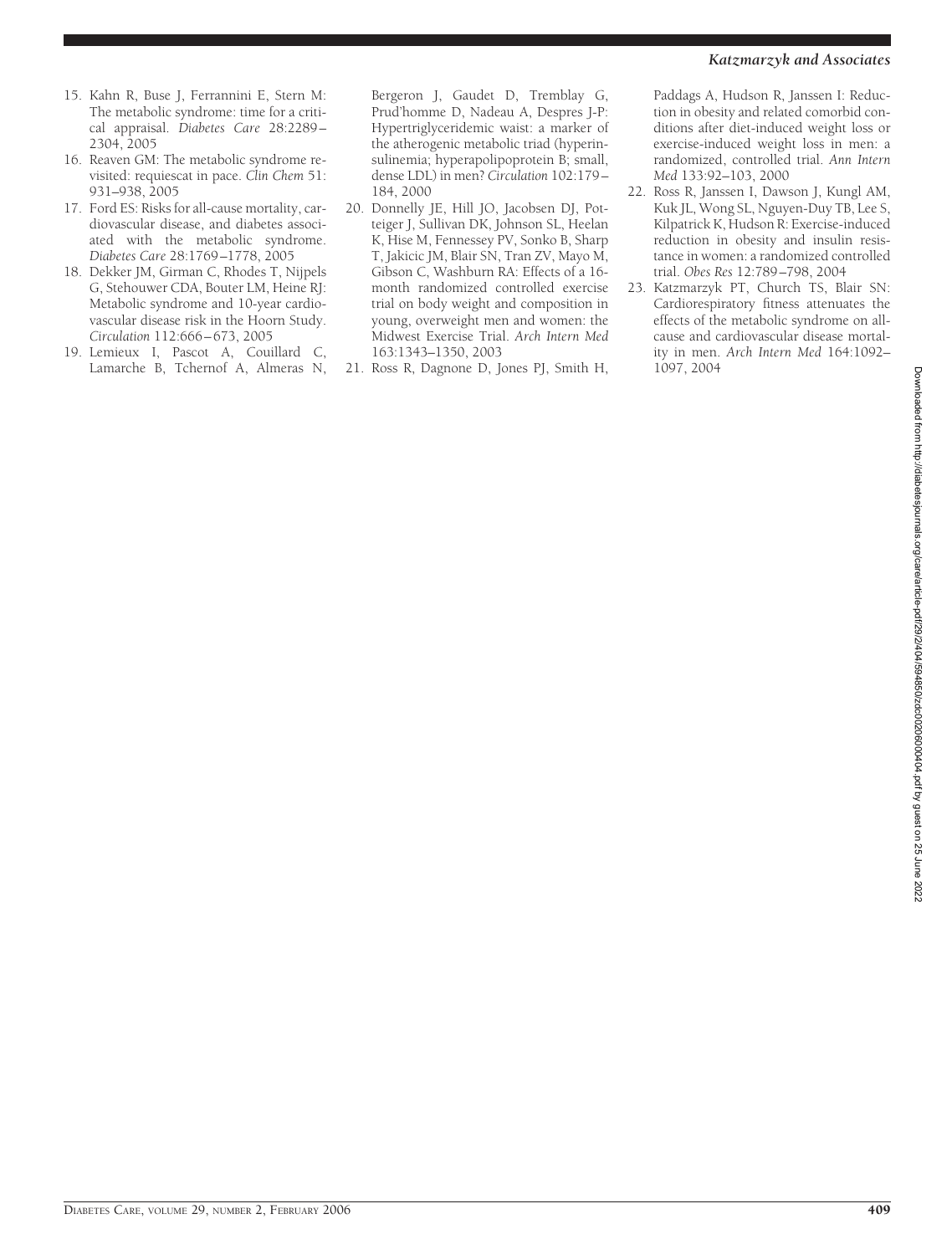15. Kahn R, Buse J, Ferrannini E, Stern M: The metabolic syndrome: time for a critical appraisal. *Diabetes Care* 28:2289–2304, 2005
16. Reaven GM: The metabolic syndrome revisited: requiescat in pace. *Clin Chem* 51: 931–938, 2005
17. Ford ES: Risks for all-cause mortality, cardiovascular disease, and diabetes associated with the metabolic syndrome. *Diabetes Care* 28:1769–1778, 2005
18. Dekker JM, Girman C, Rhodes T, Nijpels G, Stehouwer CDA, Bouter LM, Heine RJ: Metabolic syndrome and 10-year cardiovascular disease risk in the Hoorn Study. *Circulation* 112:666–673, 2005
19. Lemieux I, Pascot A, Couillard C, Lamarche B, Tchernof A, Almeras N, Bergeron J, Gaudet D, Tremblay G, Prud'homme D, Nadeau A, Despres J-P: Hypertriglyceridemic waist: a marker of the atherogenic metabolic triad (hyperinsulinemia; hyperapolipoprotein B; small, dense LDL) in men? *Circulation* 102:179–184, 2000
20. Donnelly JE, Hill JO, Jacobsen DJ, Potteiger J, Sullivan DK, Johnson SL, Heelan K, Hise M, Fennessey PV, Sonko B, Sharp T, Jakicic JM, Blair SN, Tran ZV, Mayo M, Gibson C, Washburn RA: Effects of a 16-month randomized controlled exercise trial on body weight and composition in young, overweight men and women: the Midwest Exercise Trial. *Arch Intern Med* 163:1343–1350, 2003
21. Ross R, Dagnone D, Jones PJ, Smith H, Paddags A, Hudson R, Janssen I: Reduction in obesity and related comorbid conditions after diet-induced weight loss or exercise-induced weight loss in men: a randomized, controlled trial. *Ann Intern Med* 133:92–103, 2000
22. Ross R, Janssen I, Dawson J, Kungl AM, Kuk JL, Wong SL, Nguyen-Duy TB, Lee S, Kilpatrick K, Hudson R: Exercise-induced reduction in obesity and insulin resistance in women: a randomized controlled trial. *Obes Res* 12:789–798, 2004
23. Katzmarzyk PT, Church TS, Blair SN: Cardiorespiratory fitness attenuates the effects of the metabolic syndrome on all-cause and cardiovascular disease mortality in men. *Arch Intern Med* 164:1092–1097, 2004